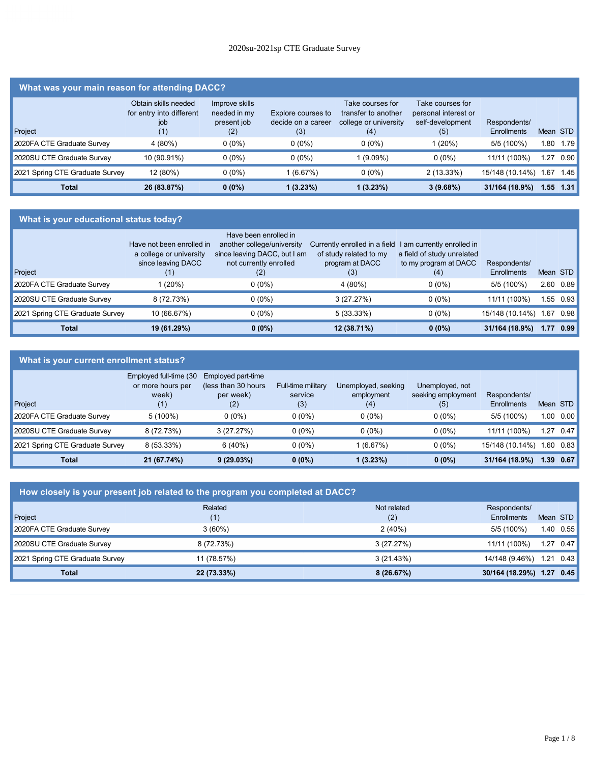# 2020su-2021sp CTE Graduate Survey

## What was your main reason for attending DACC?

| Project | Obtain skills needed for entry into different job (1) | Improve skills needed in my present job (2) | Explore courses to decide on a career (3) | Take courses for transfer to another college or university (4) | Take courses for personal interest or self-development (5) | Respondents/ Enrollments | Mean | STD |
|---|---|---|---|---|---|---|---|---|
| 2020FA CTE Graduate Survey | 4 (80%) | 0 (0%) | 0 (0%) | 0 (0%) | 1 (20%) | 5/5 (100%) | 1.80 | 1.79 |
| 2020SU CTE Graduate Survey | 10 (90.91%) | 0 (0%) | 0 (0%) | 1 (9.09%) | 0 (0%) | 11/11 (100%) | 1.27 | 0.90 |
| 2021 Spring CTE Graduate Survey | 12 (80%) | 0 (0%) | 1 (6.67%) | 0 (0%) | 2 (13.33%) | 15/148 (10.14%) | 1.67 | 1.45 |
| **Total** | **26 (83.87%)** | **0 (0%)** | **1 (3.23%)** | **1 (3.23%)** | **3 (9.68%)** | **31/164 (18.9%)** | **1.55** | **1.31** |

## What is your educational status today?

| Project | Have not been enrolled in a college or university since leaving DACC (1) | Have been enrolled in another college/university since leaving DACC, but I am not currently enrolled (2) | Currently enrolled in a field of study related to my program at DACC (3) | I am currently enrolled in a field of study unrelated to my program at DACC (4) | Respondents/ Enrollments | Mean | STD |
|---|---|---|---|---|---|---|---|
| 2020FA CTE Graduate Survey | 1 (20%) | 0 (0%) | 4 (80%) | 0 (0%) | 5/5 (100%) | 2.60 | 0.89 |
| 2020SU CTE Graduate Survey | 8 (72.73%) | 0 (0%) | 3 (27.27%) | 0 (0%) | 11/11 (100%) | 1.55 | 0.93 |
| 2021 Spring CTE Graduate Survey | 10 (66.67%) | 0 (0%) | 5 (33.33%) | 0 (0%) | 15/148 (10.14%) | 1.67 | 0.98 |
| **Total** | **19 (61.29%)** | **0 (0%)** | **12 (38.71%)** | **0 (0%)** | **31/164 (18.9%)** | **1.77** | **0.99** |

## What is your current enrollment status?

| Project | Employed full-time (30 or more hours per week) (1) | Employed part-time (less than 30 hours per week) (2) | Full-time military service (3) | Unemployed, seeking employment (4) | Unemployed, not seeking employment (5) | Respondents/ Enrollments | Mean | STD |
|---|---|---|---|---|---|---|---|---|
| 2020FA CTE Graduate Survey | 5 (100%) | 0 (0%) | 0 (0%) | 0 (0%) | 0 (0%) | 5/5 (100%) | 1.00 | 0.00 |
| 2020SU CTE Graduate Survey | 8 (72.73%) | 3 (27.27%) | 0 (0%) | 0 (0%) | 0 (0%) | 11/11 (100%) | 1.27 | 0.47 |
| 2021 Spring CTE Graduate Survey | 8 (53.33%) | 6 (40%) | 0 (0%) | 1 (6.67%) | 0 (0%) | 15/148 (10.14%) | 1.60 | 0.83 |
| **Total** | **21 (67.74%)** | **9 (29.03%)** | **0 (0%)** | **1 (3.23%)** | **0 (0%)** | **31/164 (18.9%)** | **1.39** | **0.67** |

## How closely is your present job related to the program you completed at DACC?

| Project | Related (1) | Not related (2) | Respondents/ Enrollments | Mean | STD |
|---|---|---|---|---|---|
| 2020FA CTE Graduate Survey | 3 (60%) | 2 (40%) | 5/5 (100%) | 1.40 | 0.55 |
| 2020SU CTE Graduate Survey | 8 (72.73%) | 3 (27.27%) | 11/11 (100%) | 1.27 | 0.47 |
| 2021 Spring CTE Graduate Survey | 11 (78.57%) | 3 (21.43%) | 14/148 (9.46%) | 1.21 | 0.43 |
| **Total** | **22 (73.33%)** | **8 (26.67%)** | **30/164 (18.29%)** | **1.27** | **0.45** |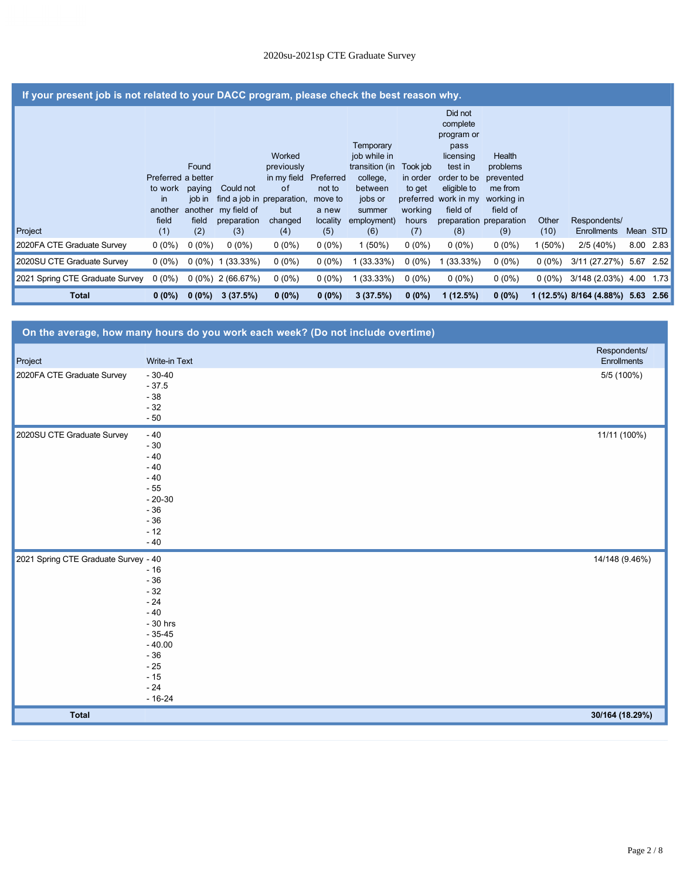## If your present job is not related to your DACC program, please check the best reason why.

| Project | Preferred to work in another field (1) | Found a better paying job in another field (2) | Could not find a job in my field of preparation (3) | Worked previously in my field of preparation, but changed (4) | Preferred not to move to a new locality (5) | Temporary job while in transition (in college, between jobs or summer employment) (6) | Took job in order to get preferred working hours (7) | Did not complete program or pass licensing test in order to be eligible to work in my field of preparation (8) | Health problems prevented me from working in field of preparation (9) | Other (10) | Respondents/ Enrollments | Mean | STD |
|---|---|---|---|---|---|---|---|---|---|---|---|---|---|
| 2020FA CTE Graduate Survey | 0 (0%) | 0 (0%) | 0 (0%) | 0 (0%) | 0 (0%) | 1 (50%) | 0 (0%) | 0 (0%) | 0 (0%) | 1 (50%) | 2/5 (40%) | 8.00 | 2.83 |
| 2020SU CTE Graduate Survey | 0 (0%) | 0 (0%) | 1 (33.33%) | 0 (0%) | 0 (0%) | 1 (33.33%) | 0 (0%) | 1 (33.33%) | 0 (0%) | 0 (0%) | 3/11 (27.27%) | 5.67 | 2.52 |
| 2021 Spring CTE Graduate Survey | 0 (0%) | 0 (0%) | 2 (66.67%) | 0 (0%) | 0 (0%) | 1 (33.33%) | 0 (0%) | 0 (0%) | 0 (0%) | 0 (0%) | 3/148 (2.03%) | 4.00 | 1.73 |
| **Total** | **0 (0%)** | **0 (0%)** | **3 (37.5%)** | **0 (0%)** | **0 (0%)** | **3 (37.5%)** | **0 (0%)** | **1 (12.5%)** | **0 (0%)** | **1 (12.5%)** | **8/164 (4.88%)** | **5.63** | **2.56** |

## On the average, how many hours do you work each week? (Do not include overtime)

| Project | Write-in Text | Respondents/ Enrollments |
|---|---|---|
| 2020FA CTE Graduate Survey | - 30-40<br>- 37.5<br>- 38<br>- 32<br>- 50 | 5/5 (100%) |
| 2020SU CTE Graduate Survey | - 40<br>- 30<br>- 40<br>- 40<br>- 40<br>- 55<br>- 20-30<br>- 36<br>- 36<br>- 12<br>- 40 | 11/11 (100%) |
| 2021 Spring CTE Graduate Survey | - 40<br>- 16<br>- 36<br>- 32<br>- 24<br>- 40<br>- 30 hrs<br>- 35-45<br>- 40.00<br>- 36<br>- 25<br>- 15<br>- 24<br>- 16-24 | 14/148 (9.46%) |
| **Total** | | **30/164 (18.29%)** |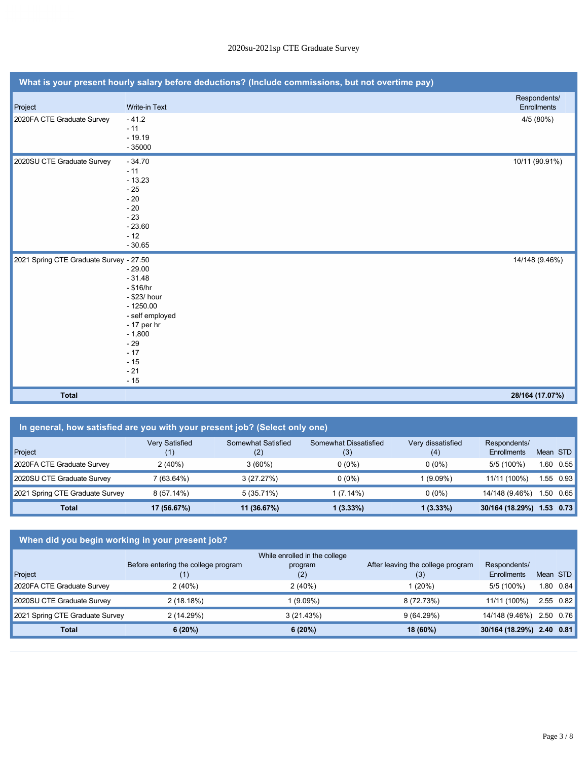## What is your present hourly salary before deductions? (Include commissions, but not overtime pay)

| Project | Write-in Text | Respondents/ Enrollments |
|---|---|---|
| 2020FA CTE Graduate Survey | - 41.2<br>- 11<br>- 19.19<br>- 35000 | 4/5 (80%) |
| 2020SU CTE Graduate Survey | - 34.70<br>- 11<br>- 13.23<br>- 25<br>- 20<br>- 20<br>- 23<br>- 23.60<br>- 12<br>- 30.65 | 10/11 (90.91%) |
| 2021 Spring CTE Graduate Survey | - 27.50<br>- 29.00<br>- 31.48<br>- $16/hr<br>- $23/ hour<br>- 1250.00<br>- self employed<br>- 17 per hr<br>- 1,800<br>- 29<br>- 17<br>- 15<br>- 21<br>- 15 | 14/148 (9.46%) |
| **Total** | | **28/164 (17.07%)** |

## In general, how satisfied are you with your present job? (Select only one)

| Project | Very Satisfied (1) | Somewhat Satisfied (2) | Somewhat Dissatisfied (3) | Very dissatisfied (4) | Respondents/ Enrollments | Mean | STD |
|---|---|---|---|---|---|---|---|
| 2020FA CTE Graduate Survey | 2 (40%) | 3 (60%) | 0 (0%) | 0 (0%) | 5/5 (100%) | 1.60 | 0.55 |
| 2020SU CTE Graduate Survey | 7 (63.64%) | 3 (27.27%) | 0 (0%) | 1 (9.09%) | 11/11 (100%) | 1.55 | 0.93 |
| 2021 Spring CTE Graduate Survey | 8 (57.14%) | 5 (35.71%) | 1 (7.14%) | 0 (0%) | 14/148 (9.46%) | 1.50 | 0.65 |
| **Total** | **17 (56.67%)** | **11 (36.67%)** | **1 (3.33%)** | **1 (3.33%)** | **30/164 (18.29%)** | **1.53** | **0.73** |

## When did you begin working in your present job?

| Project | Before entering the college program (1) | While enrolled in the college program (2) | After leaving the college program (3) | Respondents/ Enrollments | Mean | STD |
|---|---|---|---|---|---|---|
| 2020FA CTE Graduate Survey | 2 (40%) | 2 (40%) | 1 (20%) | 5/5 (100%) | 1.80 | 0.84 |
| 2020SU CTE Graduate Survey | 2 (18.18%) | 1 (9.09%) | 8 (72.73%) | 11/11 (100%) | 2.55 | 0.82 |
| 2021 Spring CTE Graduate Survey | 2 (14.29%) | 3 (21.43%) | 9 (64.29%) | 14/148 (9.46%) | 2.50 | 0.76 |
| **Total** | **6 (20%)** | **6 (20%)** | **18 (60%)** | **30/164 (18.29%)** | **2.40** | **0.81** |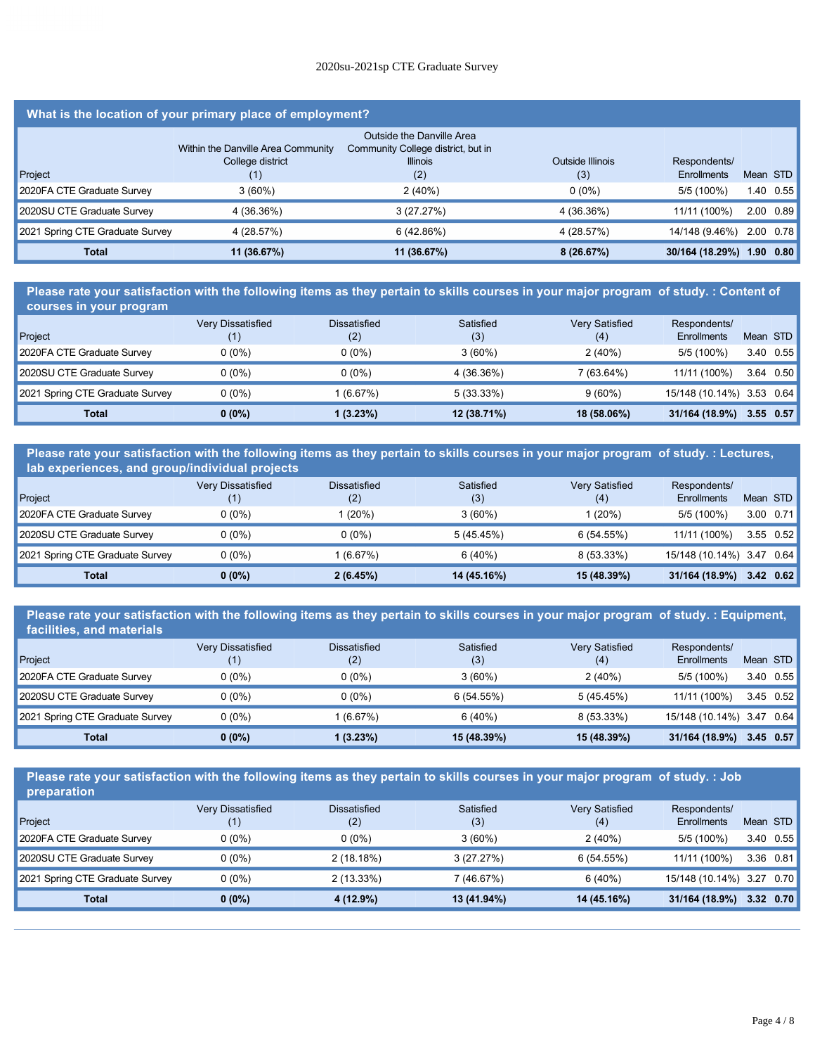2020su-2021sp CTE Graduate Survey

## What is the location of your primary place of employment?

| Project | Within the Danville Area Community College district (1) | Outside the Danville Area Community College district, but in Illinois (2) | Outside Illinois (3) | Respondents/ Enrollments | Mean | STD |
|---|---|---|---|---|---|---|
| 2020FA CTE Graduate Survey | 3 (60%) | 2 (40%) | 0 (0%) | 5/5 (100%) | 1.40 | 0.55 |
| 2020SU CTE Graduate Survey | 4 (36.36%) | 3 (27.27%) | 4 (36.36%) | 11/11 (100%) | 2.00 | 0.89 |
| 2021 Spring CTE Graduate Survey | 4 (28.57%) | 6 (42.86%) | 4 (28.57%) | 14/148 (9.46%) | 2.00 | 0.78 |
| **Total** | **11 (36.67%)** | **11 (36.67%)** | **8 (26.67%)** | **30/164 (18.29%)** | **1.90** | **0.80** |

## Please rate your satisfaction with the following items as they pertain to skills courses in your major program of study. : Content of courses in your program

| Project | Very Dissatisfied (1) | Dissatisfied (2) | Satisfied (3) | Very Satisfied (4) | Respondents/ Enrollments | Mean | STD |
|---|---|---|---|---|---|---|---|
| 2020FA CTE Graduate Survey | 0 (0%) | 0 (0%) | 3 (60%) | 2 (40%) | 5/5 (100%) | 3.40 | 0.55 |
| 2020SU CTE Graduate Survey | 0 (0%) | 0 (0%) | 4 (36.36%) | 7 (63.64%) | 11/11 (100%) | 3.64 | 0.50 |
| 2021 Spring CTE Graduate Survey | 0 (0%) | 1 (6.67%) | 5 (33.33%) | 9 (60%) | 15/148 (10.14%) | 3.53 | 0.64 |
| **Total** | **0 (0%)** | **1 (3.23%)** | **12 (38.71%)** | **18 (58.06%)** | **31/164 (18.9%)** | **3.55** | **0.57** |

## Please rate your satisfaction with the following items as they pertain to skills courses in your major program of study. : Lectures, lab experiences, and group/individual projects

| Project | Very Dissatisfied (1) | Dissatisfied (2) | Satisfied (3) | Very Satisfied (4) | Respondents/ Enrollments | Mean | STD |
|---|---|---|---|---|---|---|---|
| 2020FA CTE Graduate Survey | 0 (0%) | 1 (20%) | 3 (60%) | 1 (20%) | 5/5 (100%) | 3.00 | 0.71 |
| 2020SU CTE Graduate Survey | 0 (0%) | 0 (0%) | 5 (45.45%) | 6 (54.55%) | 11/11 (100%) | 3.55 | 0.52 |
| 2021 Spring CTE Graduate Survey | 0 (0%) | 1 (6.67%) | 6 (40%) | 8 (53.33%) | 15/148 (10.14%) | 3.47 | 0.64 |
| **Total** | **0 (0%)** | **2 (6.45%)** | **14 (45.16%)** | **15 (48.39%)** | **31/164 (18.9%)** | **3.42** | **0.62** |

## Please rate your satisfaction with the following items as they pertain to skills courses in your major program of study. : Equipment, facilities, and materials

| Project | Very Dissatisfied (1) | Dissatisfied (2) | Satisfied (3) | Very Satisfied (4) | Respondents/ Enrollments | Mean | STD |
|---|---|---|---|---|---|---|---|
| 2020FA CTE Graduate Survey | 0 (0%) | 0 (0%) | 3 (60%) | 2 (40%) | 5/5 (100%) | 3.40 | 0.55 |
| 2020SU CTE Graduate Survey | 0 (0%) | 0 (0%) | 6 (54.55%) | 5 (45.45%) | 11/11 (100%) | 3.45 | 0.52 |
| 2021 Spring CTE Graduate Survey | 0 (0%) | 1 (6.67%) | 6 (40%) | 8 (53.33%) | 15/148 (10.14%) | 3.47 | 0.64 |
| **Total** | **0 (0%)** | **1 (3.23%)** | **15 (48.39%)** | **15 (48.39%)** | **31/164 (18.9%)** | **3.45** | **0.57** |

## Please rate your satisfaction with the following items as they pertain to skills courses in your major program of study. : Job preparation

| Project | Very Dissatisfied (1) | Dissatisfied (2) | Satisfied (3) | Very Satisfied (4) | Respondents/ Enrollments | Mean | STD |
|---|---|---|---|---|---|---|---|
| 2020FA CTE Graduate Survey | 0 (0%) | 0 (0%) | 3 (60%) | 2 (40%) | 5/5 (100%) | 3.40 | 0.55 |
| 2020SU CTE Graduate Survey | 0 (0%) | 2 (18.18%) | 3 (27.27%) | 6 (54.55%) | 11/11 (100%) | 3.36 | 0.81 |
| 2021 Spring CTE Graduate Survey | 0 (0%) | 2 (13.33%) | 7 (46.67%) | 6 (40%) | 15/148 (10.14%) | 3.27 | 0.70 |
| **Total** | **0 (0%)** | **4 (12.9%)** | **13 (41.94%)** | **14 (45.16%)** | **31/164 (18.9%)** | **3.32** | **0.70** |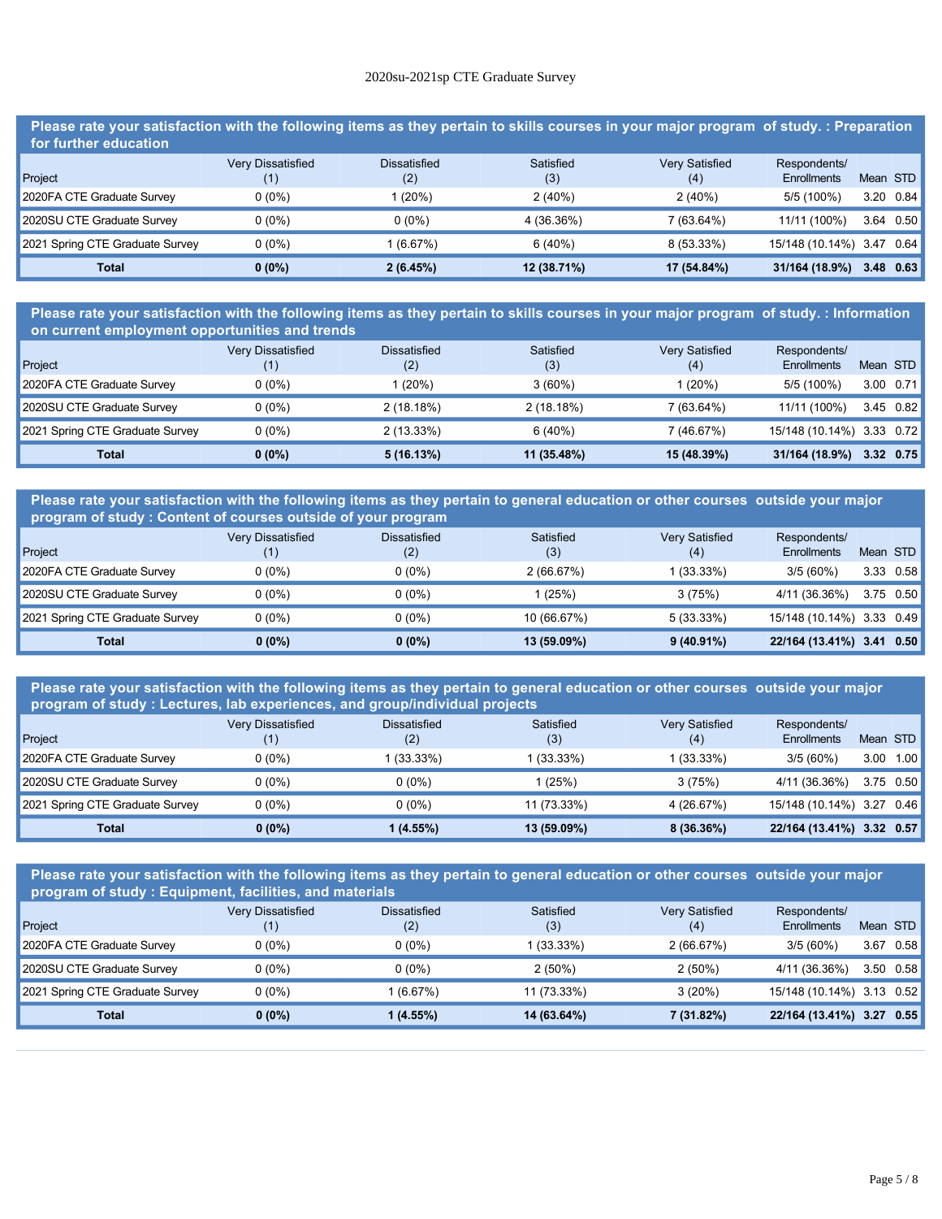2020su-2021sp CTE Graduate Survey

## Please rate your satisfaction with the following items as they pertain to skills courses in your major program of study. : Preparation for further education

| Project | Very Dissatisfied (1) | Dissatisfied (2) | Satisfied (3) | Very Satisfied (4) | Respondents/ Enrollments | Mean | STD |
|---|---|---|---|---|---|---|---|
| 2020FA CTE Graduate Survey | 0 (0%) | 1 (20%) | 2 (40%) | 2 (40%) | 5/5 (100%) | 3.20 | 0.84 |
| 2020SU CTE Graduate Survey | 0 (0%) | 0 (0%) | 4 (36.36%) | 7 (63.64%) | 11/11 (100%) | 3.64 | 0.50 |
| 2021 Spring CTE Graduate Survey | 0 (0%) | 1 (6.67%) | 6 (40%) | 8 (53.33%) | 15/148 (10.14%) | 3.47 | 0.64 |
| **Total** | **0 (0%)** | **2 (6.45%)** | **12 (38.71%)** | **17 (54.84%)** | **31/164 (18.9%)** | **3.48** | **0.63** |

## Please rate your satisfaction with the following items as they pertain to skills courses in your major program of study. : Information on current employment opportunities and trends

| Project | Very Dissatisfied (1) | Dissatisfied (2) | Satisfied (3) | Very Satisfied (4) | Respondents/ Enrollments | Mean | STD |
|---|---|---|---|---|---|---|---|
| 2020FA CTE Graduate Survey | 0 (0%) | 1 (20%) | 3 (60%) | 1 (20%) | 5/5 (100%) | 3.00 | 0.71 |
| 2020SU CTE Graduate Survey | 0 (0%) | 2 (18.18%) | 2 (18.18%) | 7 (63.64%) | 11/11 (100%) | 3.45 | 0.82 |
| 2021 Spring CTE Graduate Survey | 0 (0%) | 2 (13.33%) | 6 (40%) | 7 (46.67%) | 15/148 (10.14%) | 3.33 | 0.72 |
| **Total** | **0 (0%)** | **5 (16.13%)** | **11 (35.48%)** | **15 (48.39%)** | **31/164 (18.9%)** | **3.32** | **0.75** |

## Please rate your satisfaction with the following items as they pertain to general education or other courses outside your major program of study : Content of courses outside of your program

| Project | Very Dissatisfied (1) | Dissatisfied (2) | Satisfied (3) | Very Satisfied (4) | Respondents/ Enrollments | Mean | STD |
|---|---|---|---|---|---|---|---|
| 2020FA CTE Graduate Survey | 0 (0%) | 0 (0%) | 2 (66.67%) | 1 (33.33%) | 3/5 (60%) | 3.33 | 0.58 |
| 2020SU CTE Graduate Survey | 0 (0%) | 0 (0%) | 1 (25%) | 3 (75%) | 4/11 (36.36%) | 3.75 | 0.50 |
| 2021 Spring CTE Graduate Survey | 0 (0%) | 0 (0%) | 10 (66.67%) | 5 (33.33%) | 15/148 (10.14%) | 3.33 | 0.49 |
| **Total** | **0 (0%)** | **0 (0%)** | **13 (59.09%)** | **9 (40.91%)** | **22/164 (13.41%)** | **3.41** | **0.50** |

## Please rate your satisfaction with the following items as they pertain to general education or other courses outside your major program of study : Lectures, lab experiences, and group/individual projects

| Project | Very Dissatisfied (1) | Dissatisfied (2) | Satisfied (3) | Very Satisfied (4) | Respondents/ Enrollments | Mean | STD |
|---|---|---|---|---|---|---|---|
| 2020FA CTE Graduate Survey | 0 (0%) | 1 (33.33%) | 1 (33.33%) | 1 (33.33%) | 3/5 (60%) | 3.00 | 1.00 |
| 2020SU CTE Graduate Survey | 0 (0%) | 0 (0%) | 1 (25%) | 3 (75%) | 4/11 (36.36%) | 3.75 | 0.50 |
| 2021 Spring CTE Graduate Survey | 0 (0%) | 0 (0%) | 11 (73.33%) | 4 (26.67%) | 15/148 (10.14%) | 3.27 | 0.46 |
| **Total** | **0 (0%)** | **1 (4.55%)** | **13 (59.09%)** | **8 (36.36%)** | **22/164 (13.41%)** | **3.32** | **0.57** |

## Please rate your satisfaction with the following items as they pertain to general education or other courses outside your major program of study : Equipment, facilities, and materials

| Project | Very Dissatisfied (1) | Dissatisfied (2) | Satisfied (3) | Very Satisfied (4) | Respondents/ Enrollments | Mean | STD |
|---|---|---|---|---|---|---|---|
| 2020FA CTE Graduate Survey | 0 (0%) | 0 (0%) | 1 (33.33%) | 2 (66.67%) | 3/5 (60%) | 3.67 | 0.58 |
| 2020SU CTE Graduate Survey | 0 (0%) | 0 (0%) | 2 (50%) | 2 (50%) | 4/11 (36.36%) | 3.50 | 0.58 |
| 2021 Spring CTE Graduate Survey | 0 (0%) | 1 (6.67%) | 11 (73.33%) | 3 (20%) | 15/148 (10.14%) | 3.13 | 0.52 |
| **Total** | **0 (0%)** | **1 (4.55%)** | **14 (63.64%)** | **7 (31.82%)** | **22/164 (13.41%)** | **3.27** | **0.55** |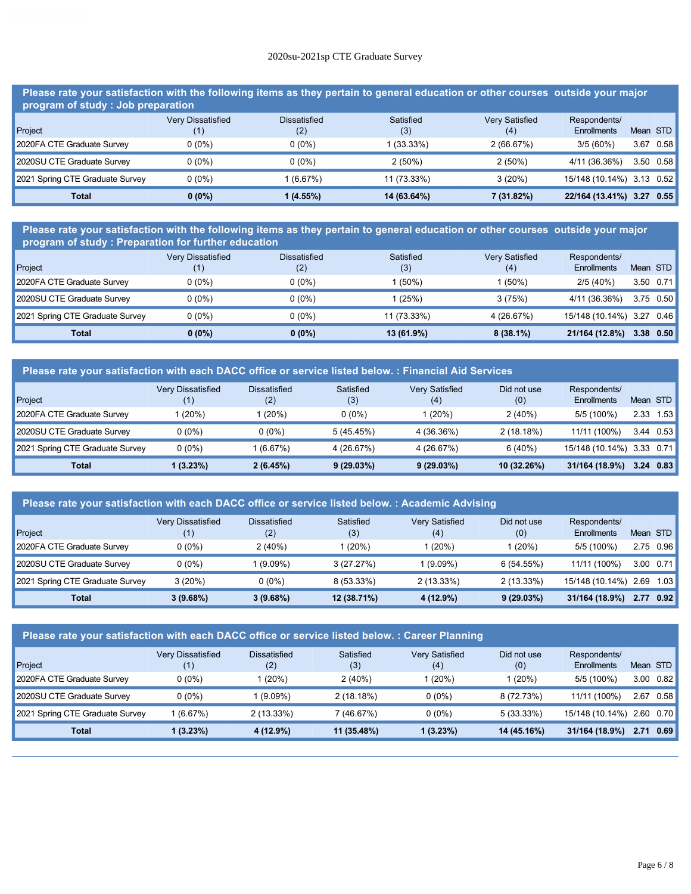2020su-2021sp CTE Graduate Survey

## Please rate your satisfaction with the following items as they pertain to general education or other courses outside your major program of study : Job preparation

| Project | Very Dissatisfied (1) | Dissatisfied (2) | Satisfied (3) | Very Satisfied (4) | Respondents/ Enrollments | Mean | STD |
|---|---|---|---|---|---|---|---|
| 2020FA CTE Graduate Survey | 0 (0%) | 0 (0%) | 1 (33.33%) | 2 (66.67%) | 3/5 (60%) | 3.67 | 0.58 |
| 2020SU CTE Graduate Survey | 0 (0%) | 0 (0%) | 2 (50%) | 2 (50%) | 4/11 (36.36%) | 3.50 | 0.58 |
| 2021 Spring CTE Graduate Survey | 0 (0%) | 1 (6.67%) | 11 (73.33%) | 3 (20%) | 15/148 (10.14%) | 3.13 | 0.52 |
| **Total** | **0 (0%)** | **1 (4.55%)** | **14 (63.64%)** | **7 (31.82%)** | **22/164 (13.41%)** | **3.27** | **0.55** |

## Please rate your satisfaction with the following items as they pertain to general education or other courses outside your major program of study : Preparation for further education

| Project | Very Dissatisfied (1) | Dissatisfied (2) | Satisfied (3) | Very Satisfied (4) | Respondents/ Enrollments | Mean | STD |
|---|---|---|---|---|---|---|---|
| 2020FA CTE Graduate Survey | 0 (0%) | 0 (0%) | 1 (50%) | 1 (50%) | 2/5 (40%) | 3.50 | 0.71 |
| 2020SU CTE Graduate Survey | 0 (0%) | 0 (0%) | 1 (25%) | 3 (75%) | 4/11 (36.36%) | 3.75 | 0.50 |
| 2021 Spring CTE Graduate Survey | 0 (0%) | 0 (0%) | 11 (73.33%) | 4 (26.67%) | 15/148 (10.14%) | 3.27 | 0.46 |
| **Total** | **0 (0%)** | **0 (0%)** | **13 (61.9%)** | **8 (38.1%)** | **21/164 (12.8%)** | **3.38** | **0.50** |

## Please rate your satisfaction with each DACC office or service listed below. : Financial Aid Services

| Project | Very Dissatisfied (1) | Dissatisfied (2) | Satisfied (3) | Very Satisfied (4) | Did not use (0) | Respondents/ Enrollments | Mean | STD |
|---|---|---|---|---|---|---|---|---|
| 2020FA CTE Graduate Survey | 1 (20%) | 1 (20%) | 0 (0%) | 1 (20%) | 2 (40%) | 5/5 (100%) | 2.33 | 1.53 |
| 2020SU CTE Graduate Survey | 0 (0%) | 0 (0%) | 5 (45.45%) | 4 (36.36%) | 2 (18.18%) | 11/11 (100%) | 3.44 | 0.53 |
| 2021 Spring CTE Graduate Survey | 0 (0%) | 1 (6.67%) | 4 (26.67%) | 4 (26.67%) | 6 (40%) | 15/148 (10.14%) | 3.33 | 0.71 |
| **Total** | **1 (3.23%)** | **2 (6.45%)** | **9 (29.03%)** | **9 (29.03%)** | **10 (32.26%)** | **31/164 (18.9%)** | **3.24** | **0.83** |

## Please rate your satisfaction with each DACC office or service listed below. : Academic Advising

| Project | Very Dissatisfied (1) | Dissatisfied (2) | Satisfied (3) | Very Satisfied (4) | Did not use (0) | Respondents/ Enrollments | Mean | STD |
|---|---|---|---|---|---|---|---|---|
| 2020FA CTE Graduate Survey | 0 (0%) | 2 (40%) | 1 (20%) | 1 (20%) | 1 (20%) | 5/5 (100%) | 2.75 | 0.96 |
| 2020SU CTE Graduate Survey | 0 (0%) | 1 (9.09%) | 3 (27.27%) | 1 (9.09%) | 6 (54.55%) | 11/11 (100%) | 3.00 | 0.71 |
| 2021 Spring CTE Graduate Survey | 3 (20%) | 0 (0%) | 8 (53.33%) | 2 (13.33%) | 2 (13.33%) | 15/148 (10.14%) | 2.69 | 1.03 |
| **Total** | **3 (9.68%)** | **3 (9.68%)** | **12 (38.71%)** | **4 (12.9%)** | **9 (29.03%)** | **31/164 (18.9%)** | **2.77** | **0.92** |

## Please rate your satisfaction with each DACC office or service listed below. : Career Planning

| Project | Very Dissatisfied (1) | Dissatisfied (2) | Satisfied (3) | Very Satisfied (4) | Did not use (0) | Respondents/ Enrollments | Mean | STD |
|---|---|---|---|---|---|---|---|---|
| 2020FA CTE Graduate Survey | 0 (0%) | 1 (20%) | 2 (40%) | 1 (20%) | 1 (20%) | 5/5 (100%) | 3.00 | 0.82 |
| 2020SU CTE Graduate Survey | 0 (0%) | 1 (9.09%) | 2 (18.18%) | 0 (0%) | 8 (72.73%) | 11/11 (100%) | 2.67 | 0.58 |
| 2021 Spring CTE Graduate Survey | 1 (6.67%) | 2 (13.33%) | 7 (46.67%) | 0 (0%) | 5 (33.33%) | 15/148 (10.14%) | 2.60 | 0.70 |
| **Total** | **1 (3.23%)** | **4 (12.9%)** | **11 (35.48%)** | **1 (3.23%)** | **14 (45.16%)** | **31/164 (18.9%)** | **2.71** | **0.69** |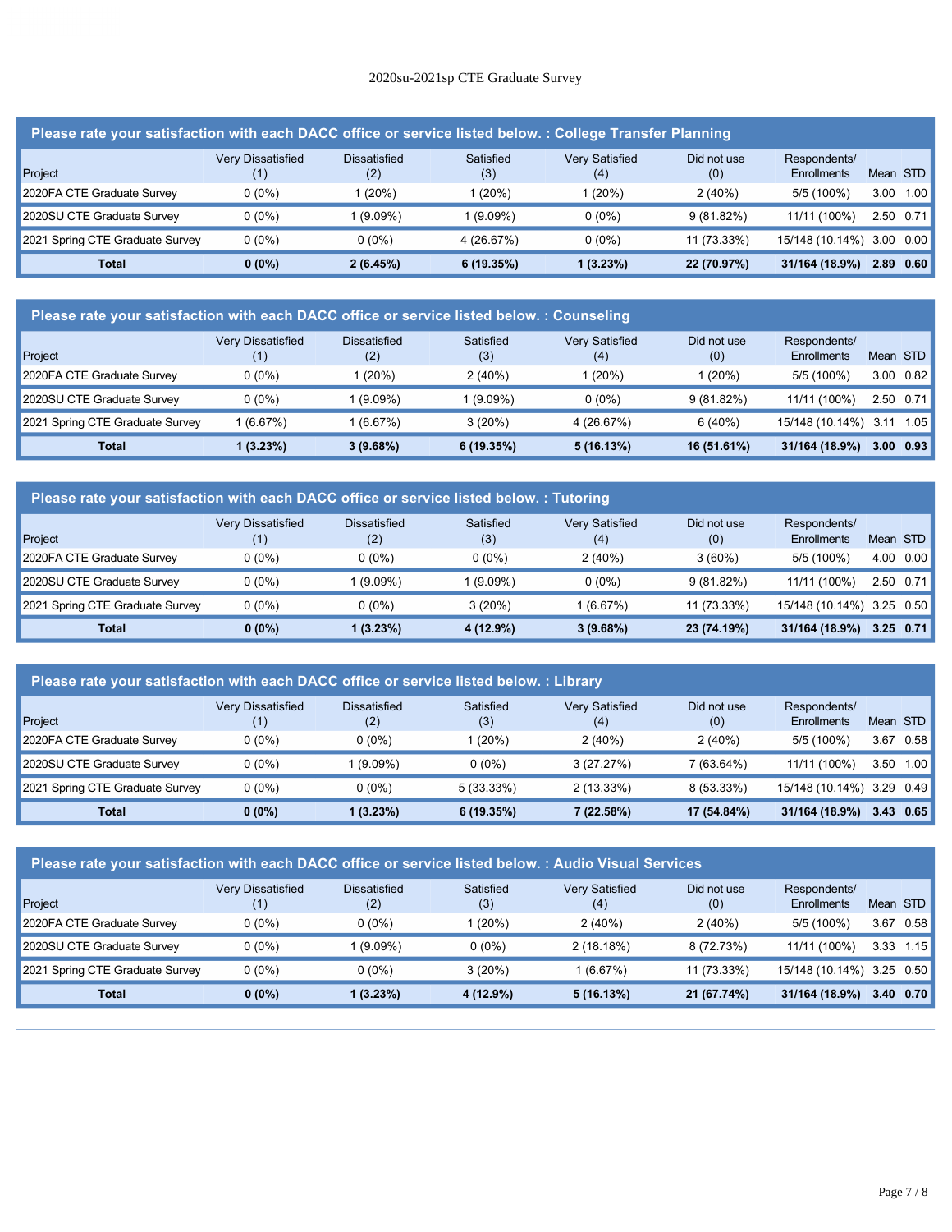2020su-2021sp CTE Graduate Survey

## Please rate your satisfaction with each DACC office or service listed below. : College Transfer Planning

| Project | Very Dissatisfied (1) | Dissatisfied (2) | Satisfied (3) | Very Satisfied (4) | Did not use (0) | Respondents/ Enrollments | Mean | STD |
|---|---|---|---|---|---|---|---|---|
| 2020FA CTE Graduate Survey | 0 (0%) | 1 (20%) | 1 (20%) | 1 (20%) | 2 (40%) | 5/5 (100%) | 3.00 | 1.00 |
| 2020SU CTE Graduate Survey | 0 (0%) | 1 (9.09%) | 1 (9.09%) | 0 (0%) | 9 (81.82%) | 11/11 (100%) | 2.50 | 0.71 |
| 2021 Spring CTE Graduate Survey | 0 (0%) | 0 (0%) | 4 (26.67%) | 0 (0%) | 11 (73.33%) | 15/148 (10.14%) | 3.00 | 0.00 |
| **Total** | **0 (0%)** | **2 (6.45%)** | **6 (19.35%)** | **1 (3.23%)** | **22 (70.97%)** | **31/164 (18.9%)** | **2.89** | **0.60** |

## Please rate your satisfaction with each DACC office or service listed below. : Counseling

| Project | Very Dissatisfied (1) | Dissatisfied (2) | Satisfied (3) | Very Satisfied (4) | Did not use (0) | Respondents/ Enrollments | Mean | STD |
|---|---|---|---|---|---|---|---|---|
| 2020FA CTE Graduate Survey | 0 (0%) | 1 (20%) | 2 (40%) | 1 (20%) | 1 (20%) | 5/5 (100%) | 3.00 | 0.82 |
| 2020SU CTE Graduate Survey | 0 (0%) | 1 (9.09%) | 1 (9.09%) | 0 (0%) | 9 (81.82%) | 11/11 (100%) | 2.50 | 0.71 |
| 2021 Spring CTE Graduate Survey | 1 (6.67%) | 1 (6.67%) | 3 (20%) | 4 (26.67%) | 6 (40%) | 15/148 (10.14%) | 3.11 | 1.05 |
| **Total** | **1 (3.23%)** | **3 (9.68%)** | **6 (19.35%)** | **5 (16.13%)** | **16 (51.61%)** | **31/164 (18.9%)** | **3.00** | **0.93** |

## Please rate your satisfaction with each DACC office or service listed below. : Tutoring

| Project | Very Dissatisfied (1) | Dissatisfied (2) | Satisfied (3) | Very Satisfied (4) | Did not use (0) | Respondents/ Enrollments | Mean | STD |
|---|---|---|---|---|---|---|---|---|
| 2020FA CTE Graduate Survey | 0 (0%) | 0 (0%) | 0 (0%) | 2 (40%) | 3 (60%) | 5/5 (100%) | 4.00 | 0.00 |
| 2020SU CTE Graduate Survey | 0 (0%) | 1 (9.09%) | 1 (9.09%) | 0 (0%) | 9 (81.82%) | 11/11 (100%) | 2.50 | 0.71 |
| 2021 Spring CTE Graduate Survey | 0 (0%) | 0 (0%) | 3 (20%) | 1 (6.67%) | 11 (73.33%) | 15/148 (10.14%) | 3.25 | 0.50 |
| **Total** | **0 (0%)** | **1 (3.23%)** | **4 (12.9%)** | **3 (9.68%)** | **23 (74.19%)** | **31/164 (18.9%)** | **3.25** | **0.71** |

## Please rate your satisfaction with each DACC office or service listed below. : Library

| Project | Very Dissatisfied (1) | Dissatisfied (2) | Satisfied (3) | Very Satisfied (4) | Did not use (0) | Respondents/ Enrollments | Mean | STD |
|---|---|---|---|---|---|---|---|---|
| 2020FA CTE Graduate Survey | 0 (0%) | 0 (0%) | 1 (20%) | 2 (40%) | 2 (40%) | 5/5 (100%) | 3.67 | 0.58 |
| 2020SU CTE Graduate Survey | 0 (0%) | 1 (9.09%) | 0 (0%) | 3 (27.27%) | 7 (63.64%) | 11/11 (100%) | 3.50 | 1.00 |
| 2021 Spring CTE Graduate Survey | 0 (0%) | 0 (0%) | 5 (33.33%) | 2 (13.33%) | 8 (53.33%) | 15/148 (10.14%) | 3.29 | 0.49 |
| **Total** | **0 (0%)** | **1 (3.23%)** | **6 (19.35%)** | **7 (22.58%)** | **17 (54.84%)** | **31/164 (18.9%)** | **3.43** | **0.65** |

## Please rate your satisfaction with each DACC office or service listed below. : Audio Visual Services

| Project | Very Dissatisfied (1) | Dissatisfied (2) | Satisfied (3) | Very Satisfied (4) | Did not use (0) | Respondents/ Enrollments | Mean | STD |
|---|---|---|---|---|---|---|---|---|
| 2020FA CTE Graduate Survey | 0 (0%) | 0 (0%) | 1 (20%) | 2 (40%) | 2 (40%) | 5/5 (100%) | 3.67 | 0.58 |
| 2020SU CTE Graduate Survey | 0 (0%) | 1 (9.09%) | 0 (0%) | 2 (18.18%) | 8 (72.73%) | 11/11 (100%) | 3.33 | 1.15 |
| 2021 Spring CTE Graduate Survey | 0 (0%) | 0 (0%) | 3 (20%) | 1 (6.67%) | 11 (73.33%) | 15/148 (10.14%) | 3.25 | 0.50 |
| **Total** | **0 (0%)** | **1 (3.23%)** | **4 (12.9%)** | **5 (16.13%)** | **21 (67.74%)** | **31/164 (18.9%)** | **3.40** | **0.70** |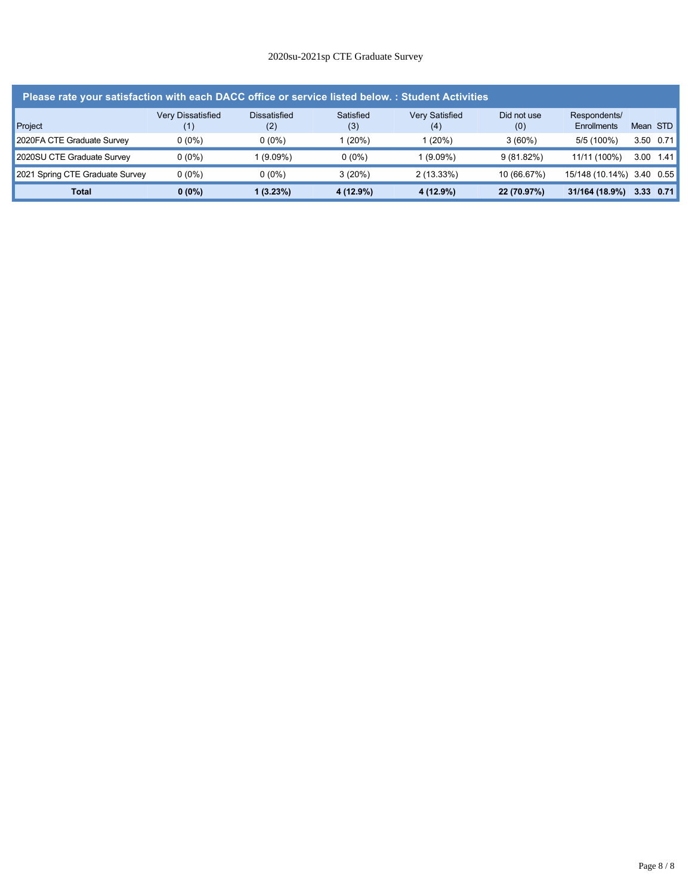2020su-2021sp CTE Graduate Survey

| Please rate your satisfaction with each DACC office or service listed below. : Student Activities | | | | | | | | |
|---|---|---|---|---|---|---|---|---|
| Project | Very Dissatisfied (1) | Dissatisfied (2) | Satisfied (3) | Very Satisfied (4) | Did not use (0) | Respondents/ Enrollments | Mean | STD |
| 2020FA CTE Graduate Survey | 0 (0%) | 0 (0%) | 1 (20%) | 1 (20%) | 3 (60%) | 5/5 (100%) | 3.50 | 0.71 |
| 2020SU CTE Graduate Survey | 0 (0%) | 1 (9.09%) | 0 (0%) | 1 (9.09%) | 9 (81.82%) | 11/11 (100%) | 3.00 | 1.41 |
| 2021 Spring CTE Graduate Survey | 0 (0%) | 0 (0%) | 3 (20%) | 2 (13.33%) | 10 (66.67%) | 15/148 (10.14%) | 3.40 | 0.55 |
| **Total** | **0 (0%)** | **1 (3.23%)** | **4 (12.9%)** | **4 (12.9%)** | **22 (70.97%)** | **31/164 (18.9%)** | **3.33** | **0.71** |